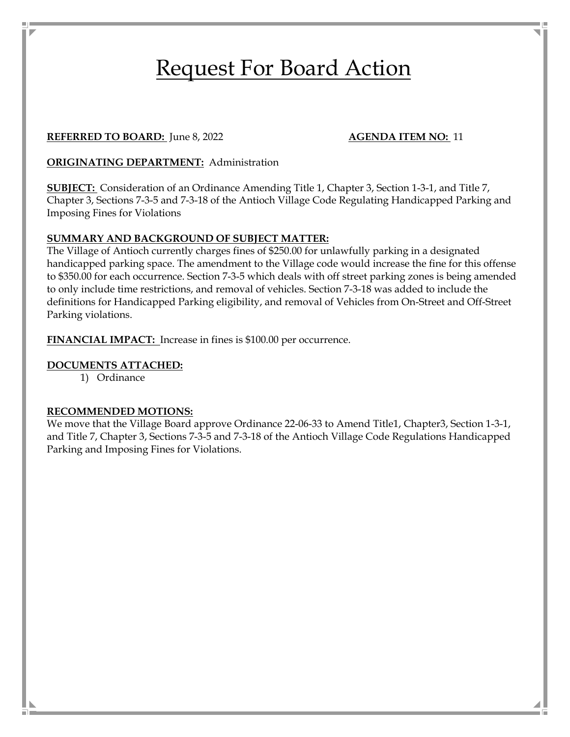# Request For Board Action

**REFERRED TO BOARD:** June 8, 2022 **AGENDA ITEM NO:** 11

**ORIGINATING DEPARTMENT:** Administration

**SUBJECT:** Consideration of an Ordinance Amending Title 1, Chapter 3, Section 1-3-1, and Title 7, Chapter 3, Sections 7-3-5 and 7-3-18 of the Antioch Village Code Regulating Handicapped Parking and Imposing Fines for Violations

**SUMMARY AND BACKGROUND OF SUBJECT MATTER:**

The Village of Antioch currently charges fines of $250.00 for unlawfully parking in a designated handicapped parking space. The amendment to the Village code would increase the fine for this offense to $350.00 for each occurrence. Section 7-3-5 which deals with off street parking zones is being amended to only include time restrictions, and removal of vehicles. Section 7-3-18 was added to include the definitions for Handicapped Parking eligibility, and removal of Vehicles from On-Street and Off-Street Parking violations.

**FINANCIAL IMPACT:** Increase in fines is $100.00 per occurrence.

**DOCUMENTS ATTACHED:**

1) Ordinance

**RECOMMENDED MOTIONS:**

We move that the Village Board approve Ordinance 22-06-33 to Amend Title1, Chapter3, Section 1-3-1, and Title 7, Chapter 3, Sections 7-3-5 and 7-3-18 of the Antioch Village Code Regulations Handicapped Parking and Imposing Fines for Violations.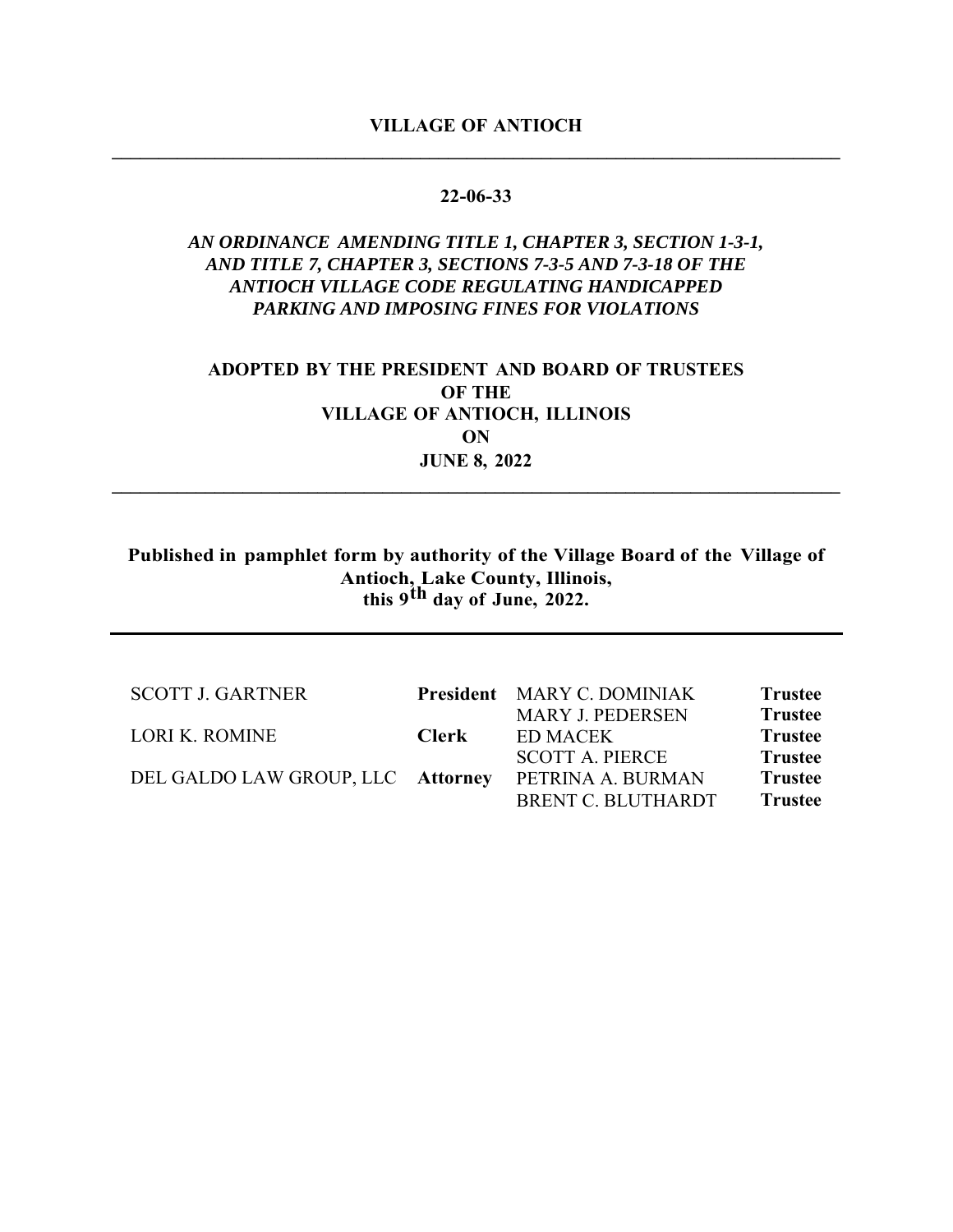**VILLAGE OF ANTIOCH**

---

**22-06-33**

***AN ORDINANCE AMENDING TITLE 1, CHAPTER 3, SECTION 1-3-1, AND TITLE 7, CHAPTER 3, SECTIONS 7-3-5 AND 7-3-18 OF THE ANTIOCH VILLAGE CODE REGULATING HANDICAPPED PARKING AND IMPOSING FINES FOR VIOLATIONS***

**ADOPTED BY THE PRESIDENT AND BOARD OF TRUSTEES OF THE VILLAGE OF ANTIOCH, ILLINOIS ON JUNE 8, 2022**

---

**Published in pamphlet form by authority of the Village Board of the Village of Antioch, Lake County, Illinois, this 9th day of June, 2022.**

---

| | | | |
|---|---|---|---|
| SCOTT J. GARTNER | **President** | MARY C. DOMINIAK | **Trustee** |
| | | MARY J. PEDERSEN | **Trustee** |
| LORI K. ROMINE | **Clerk** | ED MACEK | **Trustee** |
| | | SCOTT A. PIERCE | **Trustee** |
| DEL GALDO LAW GROUP, LLC | **Attorney** | PETRINA A. BURMAN | **Trustee** |
| | | BRENT C. BLUTHARDT | **Trustee** |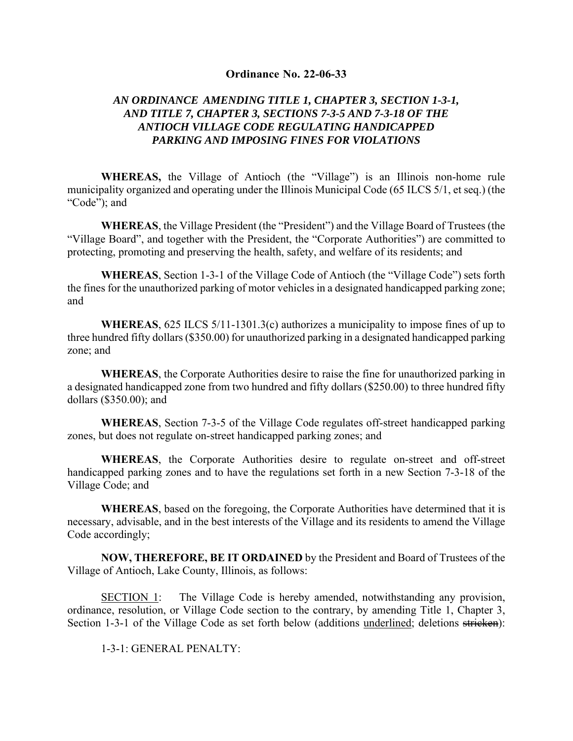**Ordinance No. 22-06-33**

***AN ORDINANCE AMENDING TITLE 1, CHAPTER 3, SECTION 1-3-1, AND TITLE 7, CHAPTER 3, SECTIONS 7-3-5 AND 7-3-18 OF THE ANTIOCH VILLAGE CODE REGULATING HANDICAPPED PARKING AND IMPOSING FINES FOR VIOLATIONS***

**WHEREAS,** the Village of Antioch (the "Village") is an Illinois non-home rule municipality organized and operating under the Illinois Municipal Code (65 ILCS 5/1, et seq.) (the "Code"); and

**WHEREAS**, the Village President (the "President") and the Village Board of Trustees (the "Village Board", and together with the President, the "Corporate Authorities") are committed to protecting, promoting and preserving the health, safety, and welfare of its residents; and

**WHEREAS**, Section 1-3-1 of the Village Code of Antioch (the "Village Code") sets forth the fines for the unauthorized parking of motor vehicles in a designated handicapped parking zone; and

**WHEREAS**, 625 ILCS 5/11-1301.3(c) authorizes a municipality to impose fines of up to three hundred fifty dollars ($350.00) for unauthorized parking in a designated handicapped parking zone; and

**WHEREAS**, the Corporate Authorities desire to raise the fine for unauthorized parking in a designated handicapped zone from two hundred and fifty dollars ($250.00) to three hundred fifty dollars ($350.00); and

**WHEREAS**, Section 7-3-5 of the Village Code regulates off-street handicapped parking zones, but does not regulate on-street handicapped parking zones; and

**WHEREAS**, the Corporate Authorities desire to regulate on-street and off-street handicapped parking zones and to have the regulations set forth in a new Section 7-3-18 of the Village Code; and

**WHEREAS**, based on the foregoing, the Corporate Authorities have determined that it is necessary, advisable, and in the best interests of the Village and its residents to amend the Village Code accordingly;

**NOW, THEREFORE, BE IT ORDAINED** by the President and Board of Trustees of the Village of Antioch, Lake County, Illinois, as follows:

<u>SECTION 1</u>: The Village Code is hereby amended, notwithstanding any provision, ordinance, resolution, or Village Code section to the contrary, by amending Title 1, Chapter 3, Section 1-3-1 of the Village Code as set forth below (additions <u>underlined</u>; deletions ~~stricken~~):

1-3-1: GENERAL PENALTY: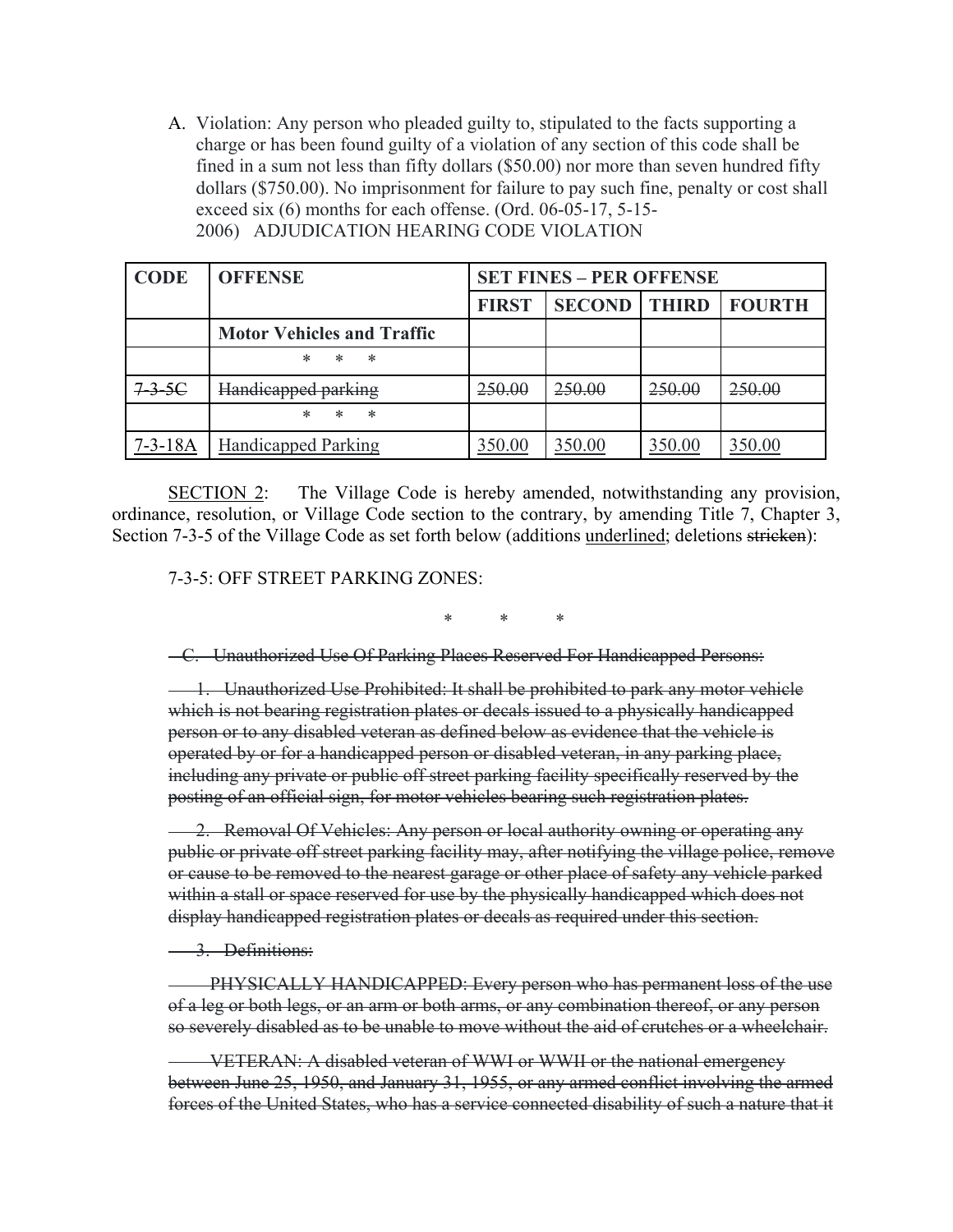A. Violation: Any person who pleaded guilty to, stipulated to the facts supporting a charge or has been found guilty of a violation of any section of this code shall be fined in a sum not less than fifty dollars ($50.00) nor more than seven hundred fifty dollars ($750.00). No imprisonment for failure to pay such fine, penalty or cost shall exceed six (6) months for each offense. (Ord. 06-05-17, 5-15-2006) ADJUDICATION HEARING CODE VIOLATION

| CODE | OFFENSE | SET FINES – PER OFFENSE | | | |
|---|---|---|---|---|---|
| | | FIRST | SECOND | THIRD | FOURTH |
| | **Motor Vehicles and Traffic** | | | | |
| | * * * | | | | |
| ~~7-3-5C~~ | ~~Handicapped parking~~ | ~~250.00~~ | ~~250.00~~ | ~~250.00~~ | ~~250.00~~ |
| | * * * | | | | |
| <u>7-3-18A</u> | <u>Handicapped Parking</u> | <u>350.00</u> | <u>350.00</u> | <u>350.00</u> | <u>350.00</u> |

<u>SECTION 2</u>: The Village Code is hereby amended, notwithstanding any provision, ordinance, resolution, or Village Code section to the contrary, by amending Title 7, Chapter 3, Section 7-3-5 of the Village Code as set forth below (additions <u>underlined</u>; deletions ~~stricken~~):

7-3-5: OFF STREET PARKING ZONES:

\* \* \*

~~C. Unauthorized Use Of Parking Places Reserved For Handicapped Persons:~~

~~1. Unauthorized Use Prohibited: It shall be prohibited to park any motor vehicle which is not bearing registration plates or decals issued to a physically handicapped person or to any disabled veteran as defined below as evidence that the vehicle is operated by or for a handicapped person or disabled veteran, in any parking place, including any private or public off street parking facility specifically reserved by the posting of an official sign, for motor vehicles bearing such registration plates.~~

~~2. Removal Of Vehicles: Any person or local authority owning or operating any public or private off street parking facility may, after notifying the village police, remove or cause to be removed to the nearest garage or other place of safety any vehicle parked within a stall or space reserved for use by the physically handicapped which does not display handicapped registration plates or decals as required under this section.~~

~~3. Definitions:~~

~~PHYSICALLY HANDICAPPED: Every person who has permanent loss of the use of a leg or both legs, or an arm or both arms, or any combination thereof, or any person so severely disabled as to be unable to move without the aid of crutches or a wheelchair.~~

~~VETERAN: A disabled veteran of WWI or WWII or the national emergency between June 25, 1950, and January 31, 1955, or any armed conflict involving the armed forces of the United States, who has a service connected disability of such a nature that it~~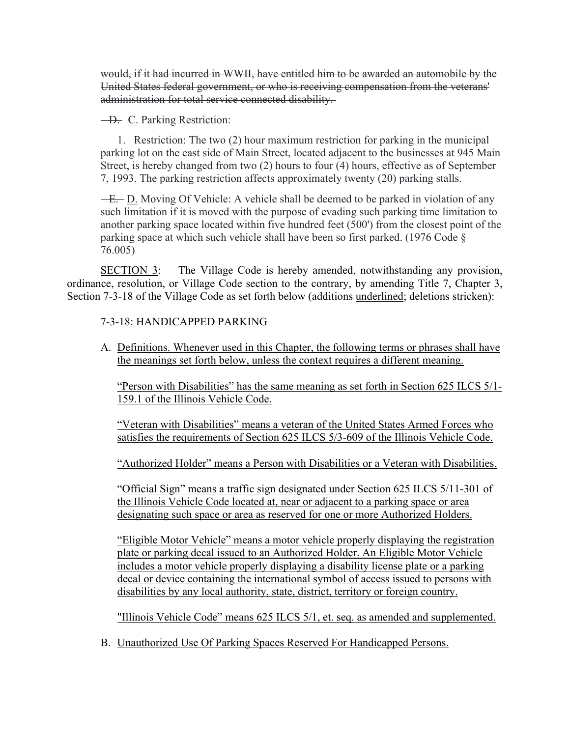~~would, if it had incurred in WWII, have entitled him to be awarded an automobile by the United States federal government, or who is receiving compensation from the veterans' administration for total service connected disability.~~

~~D.~~ <u>C.</u> Parking Restriction:

1. Restriction: The two (2) hour maximum restriction for parking in the municipal parking lot on the east side of Main Street, located adjacent to the businesses at 945 Main Street, is hereby changed from two (2) hours to four (4) hours, effective as of September 7, 1993. The parking restriction affects approximately twenty (20) parking stalls.

~~E.~~ <u>D.</u> Moving Of Vehicle: A vehicle shall be deemed to be parked in violation of any such limitation if it is moved with the purpose of evading such parking time limitation to another parking space located within five hundred feet (500') from the closest point of the parking space at which such vehicle shall have been so first parked. (1976 Code § 76.005)

<u>SECTION 3</u>: The Village Code is hereby amended, notwithstanding any provision, ordinance, resolution, or Village Code section to the contrary, by amending Title 7, Chapter 3, Section 7-3-18 of the Village Code as set forth below (additions <u>underlined</u>; deletions ~~stricken~~):

<u>7-3-18: HANDICAPPED PARKING</u>

A. <u>Definitions. Whenever used in this Chapter, the following terms or phrases shall have the meanings set forth below, unless the context requires a different meaning.</u>

<u>"Person with Disabilities" has the same meaning as set forth in Section 625 ILCS 5/1-159.1 of the Illinois Vehicle Code.</u>

<u>"Veteran with Disabilities" means a veteran of the United States Armed Forces who satisfies the requirements of Section 625 ILCS 5/3-609 of the Illinois Vehicle Code.</u>

<u>"Authorized Holder" means a Person with Disabilities or a Veteran with Disabilities.</u>

<u>"Official Sign" means a traffic sign designated under Section 625 ILCS 5/11-301 of the Illinois Vehicle Code located at, near or adjacent to a parking space or area designating such space or area as reserved for one or more Authorized Holders.</u>

<u>"Eligible Motor Vehicle" means a motor vehicle properly displaying the registration plate or parking decal issued to an Authorized Holder. An Eligible Motor Vehicle includes a motor vehicle properly displaying a disability license plate or a parking decal or device containing the international symbol of access issued to persons with disabilities by any local authority, state, district, territory or foreign country.</u>

<u>"Illinois Vehicle Code" means 625 ILCS 5/1, et. seq. as amended and supplemented.</u>

B. <u>Unauthorized Use Of Parking Spaces Reserved For Handicapped Persons.</u>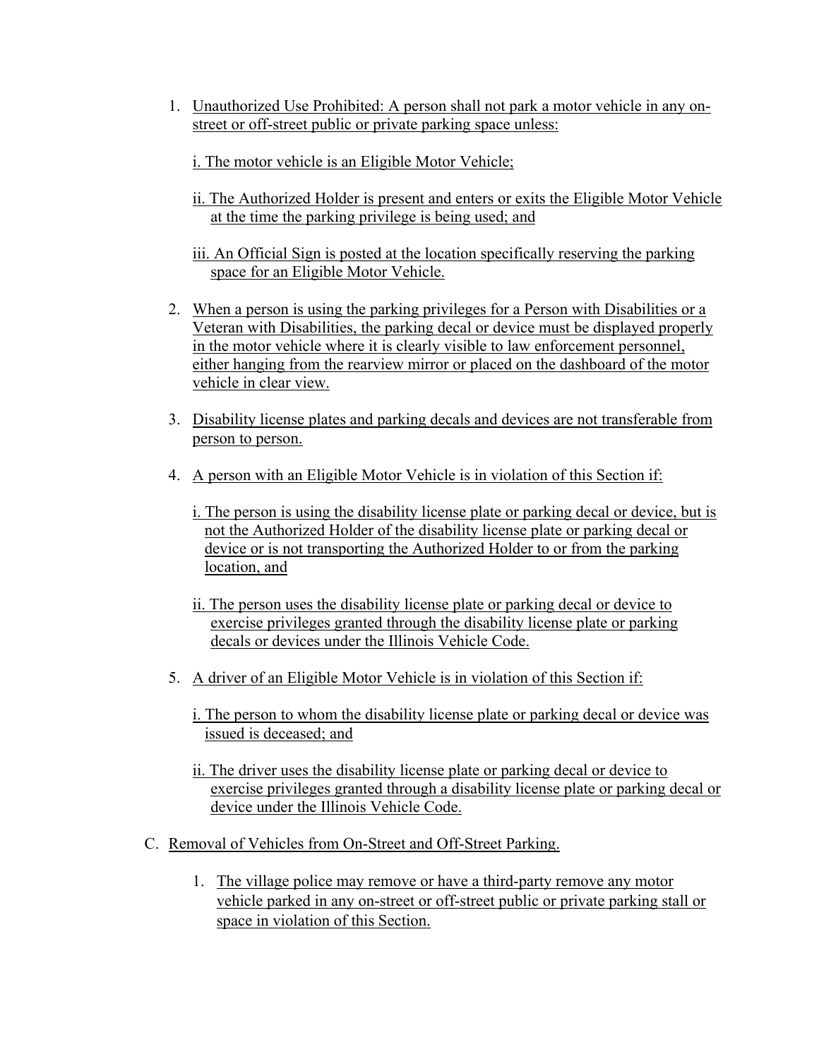1. Unauthorized Use Prohibited: A person shall not park a motor vehicle in any on-street or off-street public or private parking space unless:

   i. The motor vehicle is an Eligible Motor Vehicle;

   ii. The Authorized Holder is present and enters or exits the Eligible Motor Vehicle at the time the parking privilege is being used; and

   iii. An Official Sign is posted at the location specifically reserving the parking space for an Eligible Motor Vehicle.

2. When a person is using the parking privileges for a Person with Disabilities or a Veteran with Disabilities, the parking decal or device must be displayed properly in the motor vehicle where it is clearly visible to law enforcement personnel, either hanging from the rearview mirror or placed on the dashboard of the motor vehicle in clear view.

3. Disability license plates and parking decals and devices are not transferable from person to person.

4. A person with an Eligible Motor Vehicle is in violation of this Section if:

   i. The person is using the disability license plate or parking decal or device, but is not the Authorized Holder of the disability license plate or parking decal or device or is not transporting the Authorized Holder to or from the parking location, and

   ii. The person uses the disability license plate or parking decal or device to exercise privileges granted through the disability license plate or parking decals or devices under the Illinois Vehicle Code.

5. A driver of an Eligible Motor Vehicle is in violation of this Section if:

   i. The person to whom the disability license plate or parking decal or device was issued is deceased; and

   ii. The driver uses the disability license plate or parking decal or device to exercise privileges granted through a disability license plate or parking decal or device under the Illinois Vehicle Code.

C. Removal of Vehicles from On-Street and Off-Street Parking.

   1. The village police may remove or have a third-party remove any motor vehicle parked in any on-street or off-street public or private parking stall or space in violation of this Section.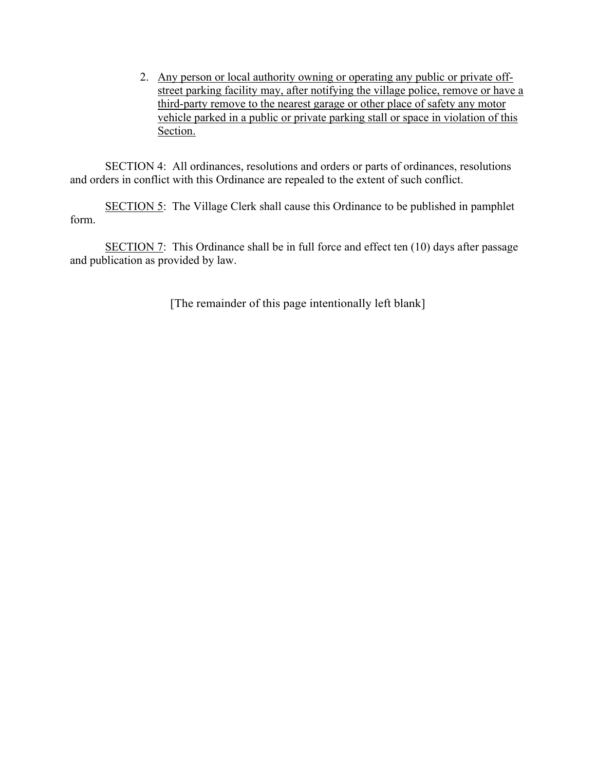2. <u>Any person or local authority owning or operating any public or private off-street parking facility may, after notifying the village police, remove or have a third-party remove to the nearest garage or other place of safety any motor vehicle parked in a public or private parking stall or space in violation of this Section.</u>

SECTION 4: All ordinances, resolutions and orders or parts of ordinances, resolutions and orders in conflict with this Ordinance are repealed to the extent of such conflict.

<u>SECTION 5</u>: The Village Clerk shall cause this Ordinance to be published in pamphlet form.

<u>SECTION 7</u>: This Ordinance shall be in full force and effect ten (10) days after passage and publication as provided by law.

[The remainder of this page intentionally left blank]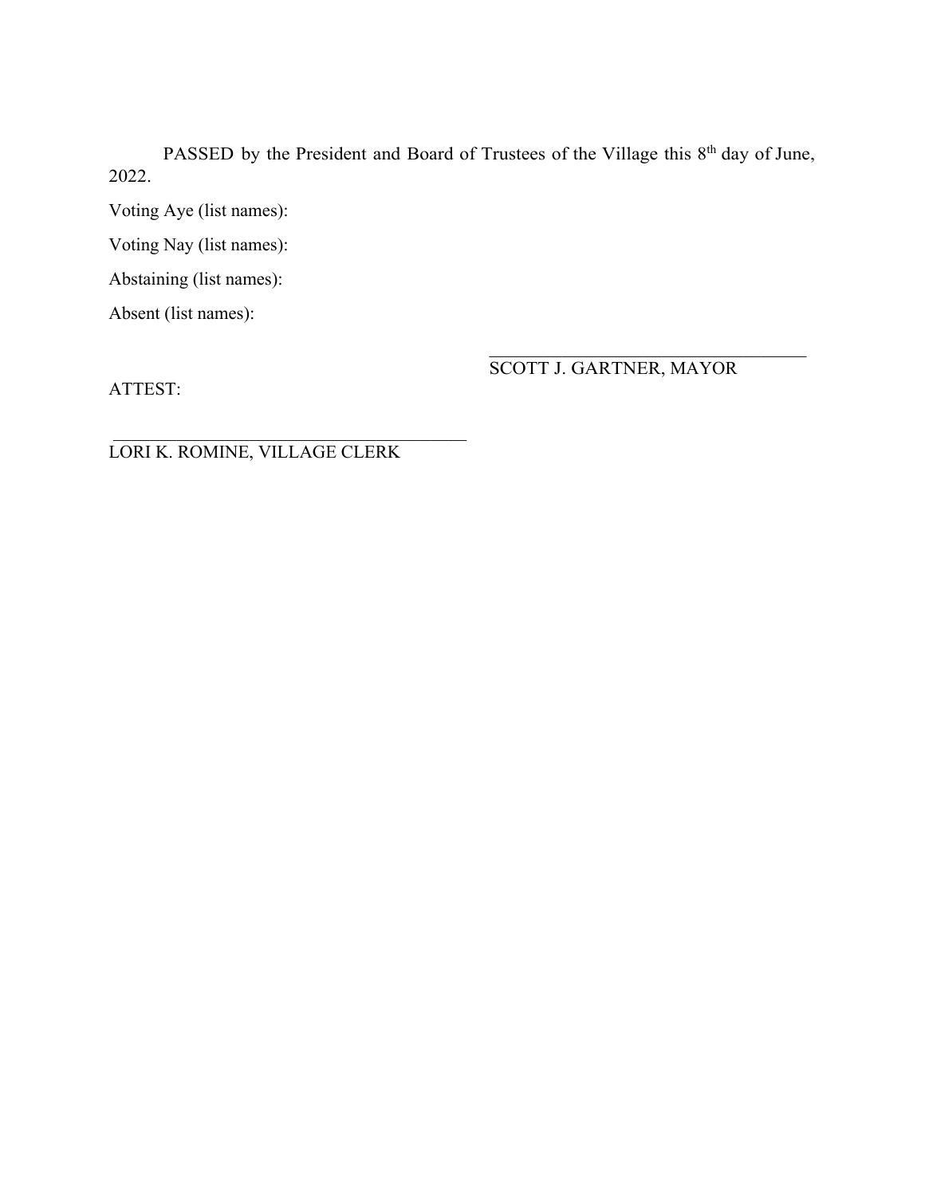PASSED by the President and Board of Trustees of the Village this 8th day of June, 2022.

Voting Aye (list names):

Voting Nay (list names):

Abstaining (list names):

Absent (list names):

\_\_\_\_\_\_\_\_\_\_\_\_\_\_\_\_\_\_\_\_\_\_\_\_\_\_\_\_\_\_\_\_\_\_\_

SCOTT J. GARTNER, MAYOR

ATTEST:

\_\_\_\_\_\_\_\_\_\_\_\_\_\_\_\_\_\_\_\_\_\_\_\_\_\_\_\_\_\_\_\_\_\_\_

LORI K. ROMINE, VILLAGE CLERK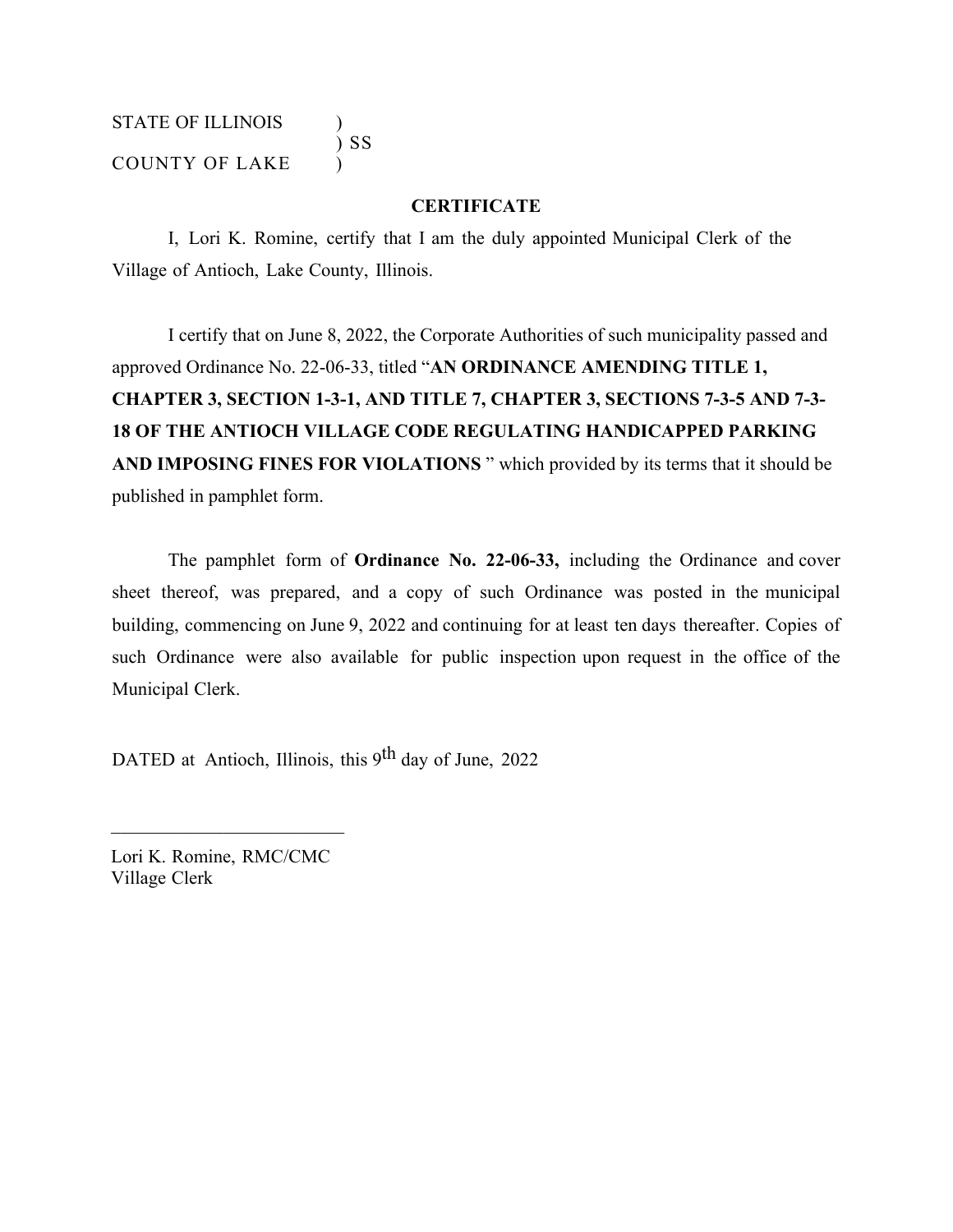STATE OF ILLINOIS )
) SS
COUNTY OF LAKE )

## CERTIFICATE

I, Lori K. Romine, certify that I am the duly appointed Municipal Clerk of the Village of Antioch, Lake County, Illinois.

I certify that on June 8, 2022, the Corporate Authorities of such municipality passed and approved Ordinance No. 22-06-33, titled "**AN ORDINANCE AMENDING TITLE 1, CHAPTER 3, SECTION 1-3-1, AND TITLE 7, CHAPTER 3, SECTIONS 7-3-5 AND 7-3-18 OF THE ANTIOCH VILLAGE CODE REGULATING HANDICAPPED PARKING AND IMPOSING FINES FOR VIOLATIONS** " which provided by its terms that it should be published in pamphlet form.

The pamphlet form of **Ordinance No. 22-06-33,** including the Ordinance and cover sheet thereof, was prepared, and a copy of such Ordinance was posted in the municipal building, commencing on June 9, 2022 and continuing for at least ten days thereafter. Copies of such Ordinance were also available for public inspection upon request in the office of the Municipal Clerk.

DATED at Antioch, Illinois, this 9th day of June, 2022

\_\_\_\_\_\_\_\_\_\_\_\_\_\_\_\_\_\_\_\_\_\_\_\_\_

Lori K. Romine, RMC/CMC
Village Clerk